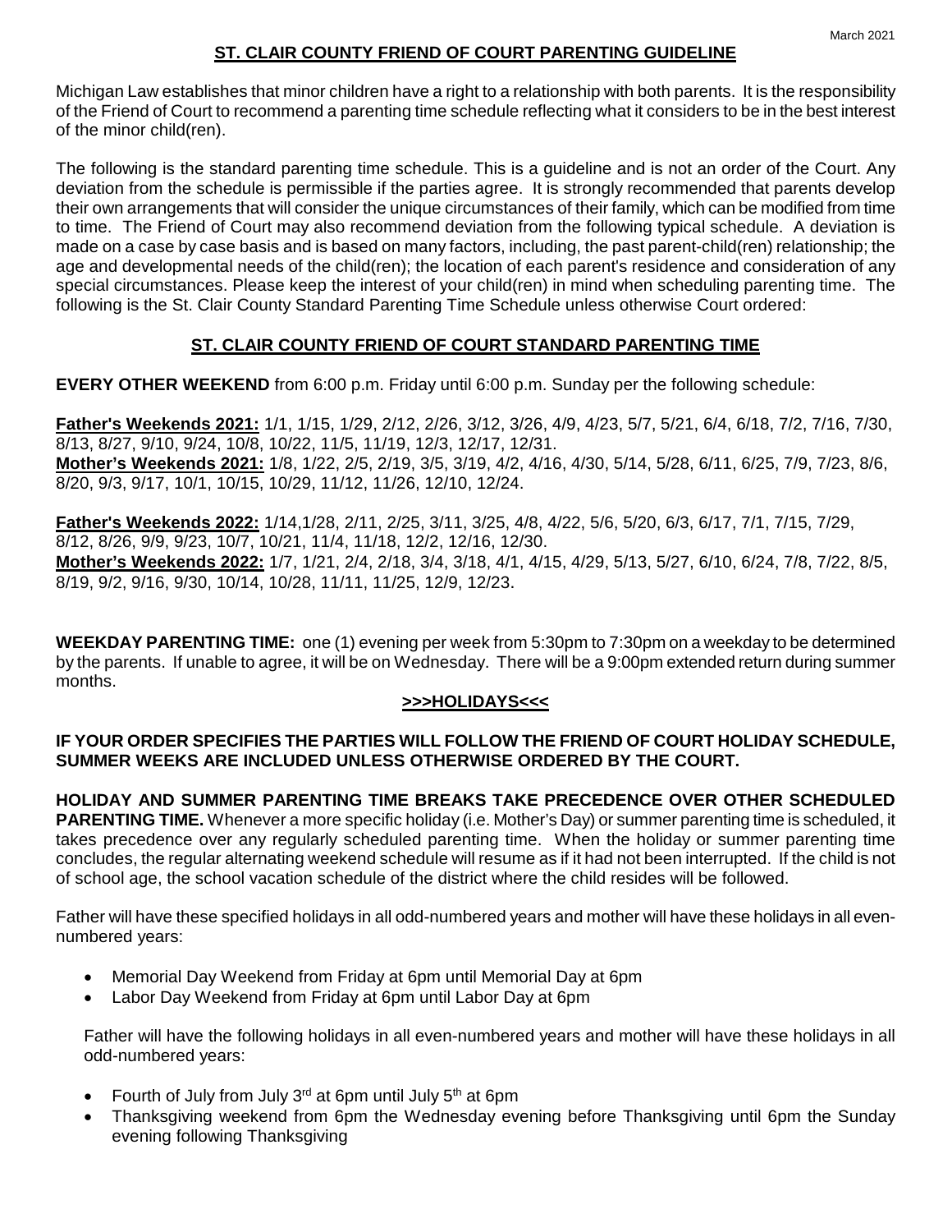# ST. CLAIR COUNTY FRIEND OF COURT PARENTING GUIDELINE

Michigan Law establishes that minor children have a right to a relationship with both parents. It is the responsibility of the Friend of Court to recommend a parenting time schedule reflecting what it considers to be in the best interest of the minor child(ren).

The following is the standard parenting time schedule. This is a guideline and is not an order of the Court. Any deviation from the schedule is permissible if the parties agree. It is strongly recommended that parents develop their own arrangements that will consider the unique circumstances of their family, which can be modified from time to time. The Friend of Court may also recommend deviation from the following typical schedule. A deviation is made on a case by case basis and is based on many factors, including, the past parent-child(ren) relationship; the age and developmental needs of the child(ren); the location of each parent's residence and consideration of any special circumstances. Please keep the interest of your child(ren) in mind when scheduling parenting time. The following is the St. Clair County Standard Parenting Time Schedule unless otherwise Court ordered:

## ST. CLAIR COUNTY FRIEND OF COURT STANDARD PARENTING TIME

**EVERY OTHER WEEKEND** from 6:00 p.m. Friday until 6:00 p.m. Sunday per the following schedule:

**Father's Weekends 2021:** 1/1, 1/15, 1/29, 2/12, 2/26, 3/12, 3/26, 4/9, 4/23, 5/7, 5/21, 6/4, 6/18, 7/2, 7/16, 7/30, 8/13, 8/27, 9/10, 9/24, 10/8, 10/22, 11/5, 11/19, 12/3, 12/17, 12/31.
**Mother's Weekends 2021:** 1/8, 1/22, 2/5, 2/19, 3/5, 3/19, 4/2, 4/16, 4/30, 5/14, 5/28, 6/11, 6/25, 7/9, 7/23, 8/6, 8/20, 9/3, 9/17, 10/1, 10/15, 10/29, 11/12, 11/26, 12/10, 12/24.

**Father's Weekends 2022:** 1/14,1/28, 2/11, 2/25, 3/11, 3/25, 4/8, 4/22, 5/6, 5/20, 6/3, 6/17, 7/1, 7/15, 7/29, 8/12, 8/26, 9/9, 9/23, 10/7, 10/21, 11/4, 11/18, 12/2, 12/16, 12/30.
**Mother's Weekends 2022:** 1/7, 1/21, 2/4, 2/18, 3/4, 3/18, 4/1, 4/15, 4/29, 5/13, 5/27, 6/10, 6/24, 7/8, 7/22, 8/5, 8/19, 9/2, 9/16, 9/30, 10/14, 10/28, 11/11, 11/25, 12/9, 12/23.

**WEEKDAY PARENTING TIME:** one (1) evening per week from 5:30pm to 7:30pm on a weekday to be determined by the parents. If unable to agree, it will be on Wednesday. There will be a 9:00pm extended return during summer months.

## >>>HOLIDAYS<<<

**IF YOUR ORDER SPECIFIES THE PARTIES WILL FOLLOW THE FRIEND OF COURT HOLIDAY SCHEDULE, SUMMER WEEKS ARE INCLUDED UNLESS OTHERWISE ORDERED BY THE COURT.**

**HOLIDAY AND SUMMER PARENTING TIME BREAKS TAKE PRECEDENCE OVER OTHER SCHEDULED PARENTING TIME.** Whenever a more specific holiday (i.e. Mother's Day) or summer parenting time is scheduled, it takes precedence over any regularly scheduled parenting time. When the holiday or summer parenting time concludes, the regular alternating weekend schedule will resume as if it had not been interrupted. If the child is not of school age, the school vacation schedule of the district where the child resides will be followed.

Father will have these specified holidays in all odd-numbered years and mother will have these holidays in all even-numbered years:

- Memorial Day Weekend from Friday at 6pm until Memorial Day at 6pm
- Labor Day Weekend from Friday at 6pm until Labor Day at 6pm

Father will have the following holidays in all even-numbered years and mother will have these holidays in all odd-numbered years:

- Fourth of July from July 3rd at 6pm until July 5th at 6pm
- Thanksgiving weekend from 6pm the Wednesday evening before Thanksgiving until 6pm the Sunday evening following Thanksgiving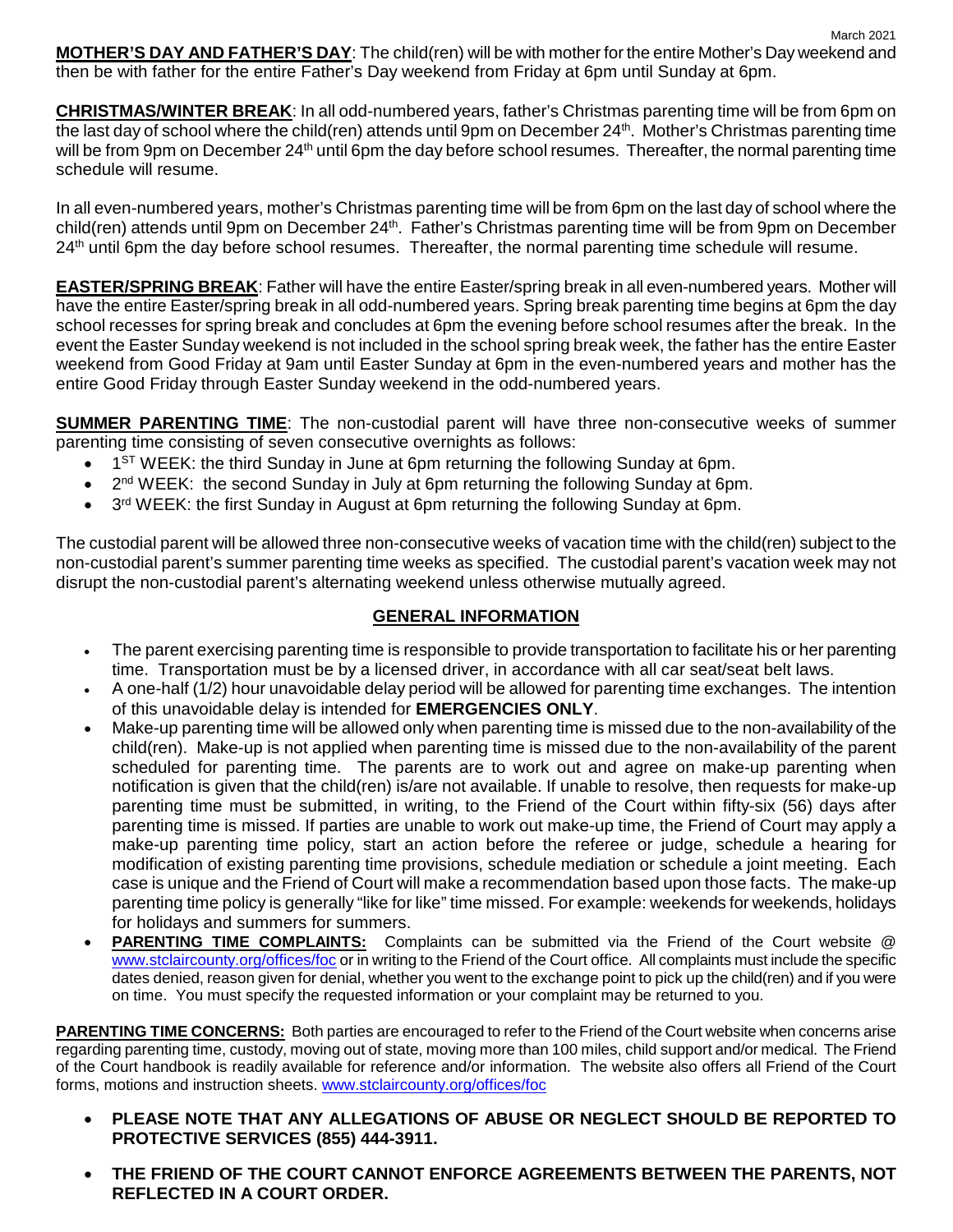**MOTHER'S DAY AND FATHER'S DAY**: The child(ren) will be with mother for the entire Mother's Day weekend and then be with father for the entire Father's Day weekend from Friday at 6pm until Sunday at 6pm.

**CHRISTMAS/WINTER BREAK**: In all odd-numbered years, father's Christmas parenting time will be from 6pm on the last day of school where the child(ren) attends until 9pm on December 24th. Mother's Christmas parenting time will be from 9pm on December 24th until 6pm the day before school resumes. Thereafter, the normal parenting time schedule will resume.

In all even-numbered years, mother's Christmas parenting time will be from 6pm on the last day of school where the child(ren) attends until 9pm on December 24th. Father's Christmas parenting time will be from 9pm on December 24th until 6pm the day before school resumes. Thereafter, the normal parenting time schedule will resume.

**EASTER/SPRING BREAK**: Father will have the entire Easter/spring break in all even-numbered years. Mother will have the entire Easter/spring break in all odd-numbered years. Spring break parenting time begins at 6pm the day school recesses for spring break and concludes at 6pm the evening before school resumes after the break. In the event the Easter Sunday weekend is not included in the school spring break week, the father has the entire Easter weekend from Good Friday at 9am until Easter Sunday at 6pm in the even-numbered years and mother has the entire Good Friday through Easter Sunday weekend in the odd-numbered years.

**SUMMER PARENTING TIME**: The non-custodial parent will have three non-consecutive weeks of summer parenting time consisting of seven consecutive overnights as follows:

- 1ST WEEK: the third Sunday in June at 6pm returning the following Sunday at 6pm.
- 2nd WEEK: the second Sunday in July at 6pm returning the following Sunday at 6pm.
- 3rd WEEK: the first Sunday in August at 6pm returning the following Sunday at 6pm.

The custodial parent will be allowed three non-consecutive weeks of vacation time with the child(ren) subject to the non-custodial parent's summer parenting time weeks as specified. The custodial parent's vacation week may not disrupt the non-custodial parent's alternating weekend unless otherwise mutually agreed.

## GENERAL INFORMATION

- The parent exercising parenting time is responsible to provide transportation to facilitate his or her parenting time. Transportation must be by a licensed driver, in accordance with all car seat/seat belt laws.
- A one-half (1/2) hour unavoidable delay period will be allowed for parenting time exchanges. The intention of this unavoidable delay is intended for **EMERGENCIES ONLY**.
- Make-up parenting time will be allowed only when parenting time is missed due to the non-availability of the child(ren). Make-up is not applied when parenting time is missed due to the non-availability of the parent scheduled for parenting time. The parents are to work out and agree on make-up parenting when notification is given that the child(ren) is/are not available. If unable to resolve, then requests for make-up parenting time must be submitted, in writing, to the Friend of the Court within fifty-six (56) days after parenting time is missed. If parties are unable to work out make-up time, the Friend of Court may apply a make-up parenting time policy, start an action before the referee or judge, schedule a hearing for modification of existing parenting time provisions, schedule mediation or schedule a joint meeting. Each case is unique and the Friend of Court will make a recommendation based upon those facts. The make-up parenting time policy is generally "like for like" time missed. For example: weekends for weekends, holidays for holidays and summers for summers.
- **PARENTING TIME COMPLAINTS:** Complaints can be submitted via the Friend of the Court website @ www.stclaircounty.org/offices/foc or in writing to the Friend of the Court office. All complaints must include the specific dates denied, reason given for denial, whether you went to the exchange point to pick up the child(ren) and if you were on time. You must specify the requested information or your complaint may be returned to you.

**PARENTING TIME CONCERNS:** Both parties are encouraged to refer to the Friend of the Court website when concerns arise regarding parenting time, custody, moving out of state, moving more than 100 miles, child support and/or medical. The Friend of the Court handbook is readily available for reference and/or information. The website also offers all Friend of the Court forms, motions and instruction sheets. www.stclaircounty.org/offices/foc

- **PLEASE NOTE THAT ANY ALLEGATIONS OF ABUSE OR NEGLECT SHOULD BE REPORTED TO PROTECTIVE SERVICES (855) 444-3911.**
- **THE FRIEND OF THE COURT CANNOT ENFORCE AGREEMENTS BETWEEN THE PARENTS, NOT REFLECTED IN A COURT ORDER.**